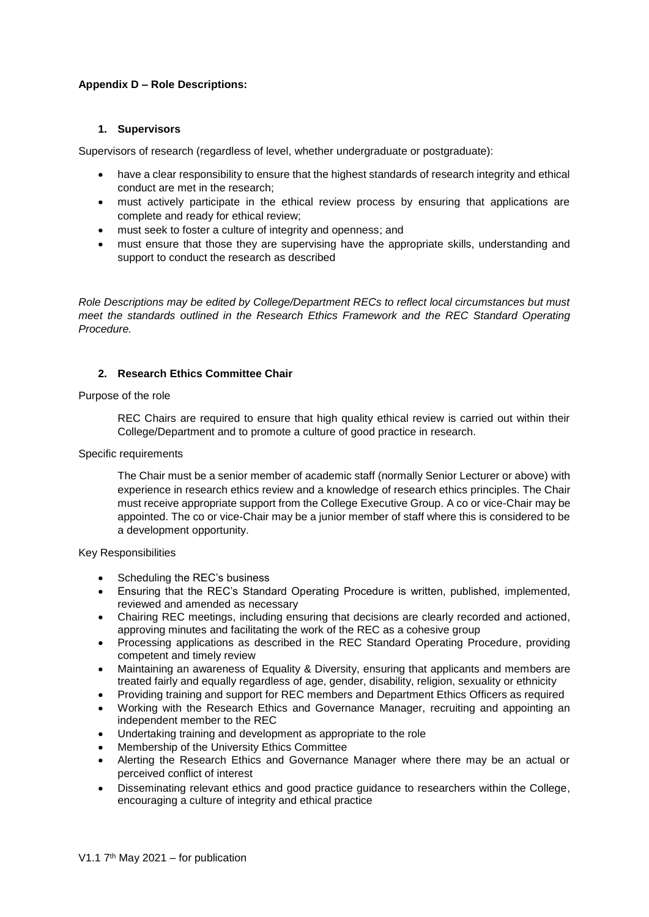**Appendix D – Role Descriptions:**

## 1. Supervisors

Supervisors of research (regardless of level, whether undergraduate or postgraduate):

- have a clear responsibility to ensure that the highest standards of research integrity and ethical conduct are met in the research;
- must actively participate in the ethical review process by ensuring that applications are complete and ready for ethical review;
- must seek to foster a culture of integrity and openness; and
- must ensure that those they are supervising have the appropriate skills, understanding and support to conduct the research as described

*Role Descriptions may be edited by College/Department RECs to reflect local circumstances but must meet the standards outlined in the Research Ethics Framework and the REC Standard Operating Procedure.*

## 2. Research Ethics Committee Chair

Purpose of the role

REC Chairs are required to ensure that high quality ethical review is carried out within their College/Department and to promote a culture of good practice in research.

Specific requirements

The Chair must be a senior member of academic staff (normally Senior Lecturer or above) with experience in research ethics review and a knowledge of research ethics principles. The Chair must receive appropriate support from the College Executive Group. A co or vice-Chair may be appointed. The co or vice-Chair may be a junior member of staff where this is considered to be a development opportunity.

Key Responsibilities

- Scheduling the REC's business
- Ensuring that the REC's Standard Operating Procedure is written, published, implemented, reviewed and amended as necessary
- Chairing REC meetings, including ensuring that decisions are clearly recorded and actioned, approving minutes and facilitating the work of the REC as a cohesive group
- Processing applications as described in the REC Standard Operating Procedure, providing competent and timely review
- Maintaining an awareness of Equality & Diversity, ensuring that applicants and members are treated fairly and equally regardless of age, gender, disability, religion, sexuality or ethnicity
- Providing training and support for REC members and Department Ethics Officers as required
- Working with the Research Ethics and Governance Manager, recruiting and appointing an independent member to the REC
- Undertaking training and development as appropriate to the role
- Membership of the University Ethics Committee
- Alerting the Research Ethics and Governance Manager where there may be an actual or perceived conflict of interest
- Disseminating relevant ethics and good practice guidance to researchers within the College, encouraging a culture of integrity and ethical practice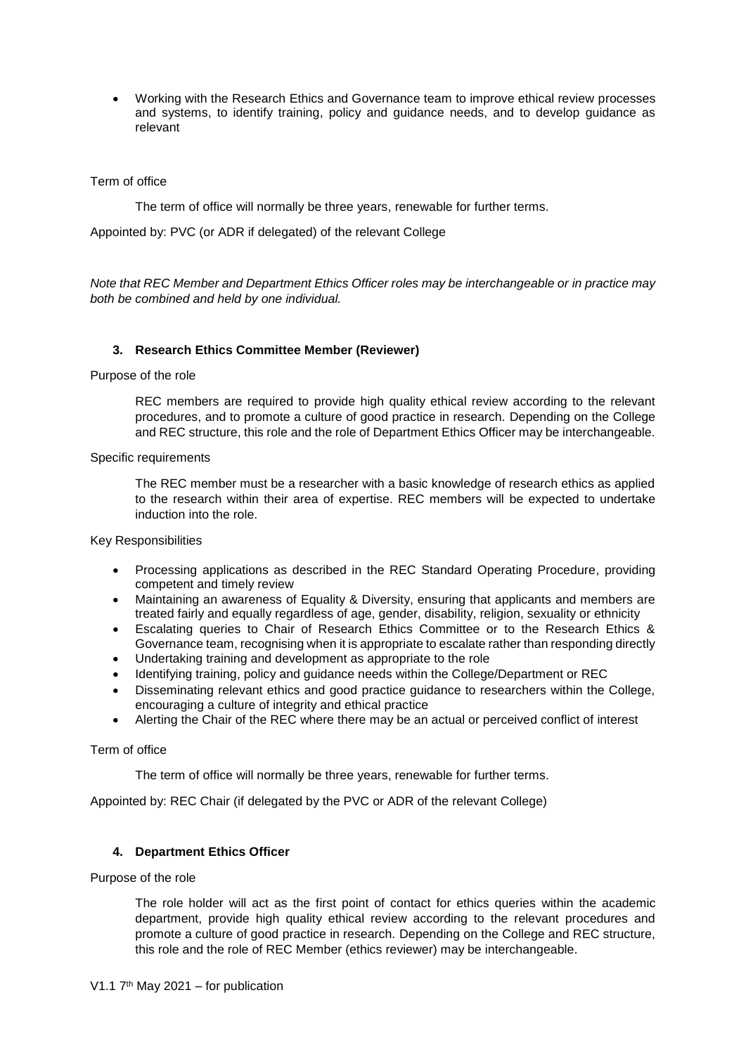- Working with the Research Ethics and Governance team to improve ethical review processes and systems, to identify training, policy and guidance needs, and to develop guidance as relevant

Term of office

The term of office will normally be three years, renewable for further terms.

Appointed by: PVC (or ADR if delegated) of the relevant College

*Note that REC Member and Department Ethics Officer roles may be interchangeable or in practice may both be combined and held by one individual.*

### 3. Research Ethics Committee Member (Reviewer)

Purpose of the role

REC members are required to provide high quality ethical review according to the relevant procedures, and to promote a culture of good practice in research. Depending on the College and REC structure, this role and the role of Department Ethics Officer may be interchangeable.

Specific requirements

The REC member must be a researcher with a basic knowledge of research ethics as applied to the research within their area of expertise. REC members will be expected to undertake induction into the role.

Key Responsibilities

- Processing applications as described in the REC Standard Operating Procedure, providing competent and timely review
- Maintaining an awareness of Equality & Diversity, ensuring that applicants and members are treated fairly and equally regardless of age, gender, disability, religion, sexuality or ethnicity
- Escalating queries to Chair of Research Ethics Committee or to the Research Ethics & Governance team, recognising when it is appropriate to escalate rather than responding directly
- Undertaking training and development as appropriate to the role
- Identifying training, policy and guidance needs within the College/Department or REC
- Disseminating relevant ethics and good practice guidance to researchers within the College, encouraging a culture of integrity and ethical practice
- Alerting the Chair of the REC where there may be an actual or perceived conflict of interest

Term of office

The term of office will normally be three years, renewable for further terms.

Appointed by: REC Chair (if delegated by the PVC or ADR of the relevant College)

### 4. Department Ethics Officer

Purpose of the role

The role holder will act as the first point of contact for ethics queries within the academic department, provide high quality ethical review according to the relevant procedures and promote a culture of good practice in research. Depending on the College and REC structure, this role and the role of REC Member (ethics reviewer) may be interchangeable.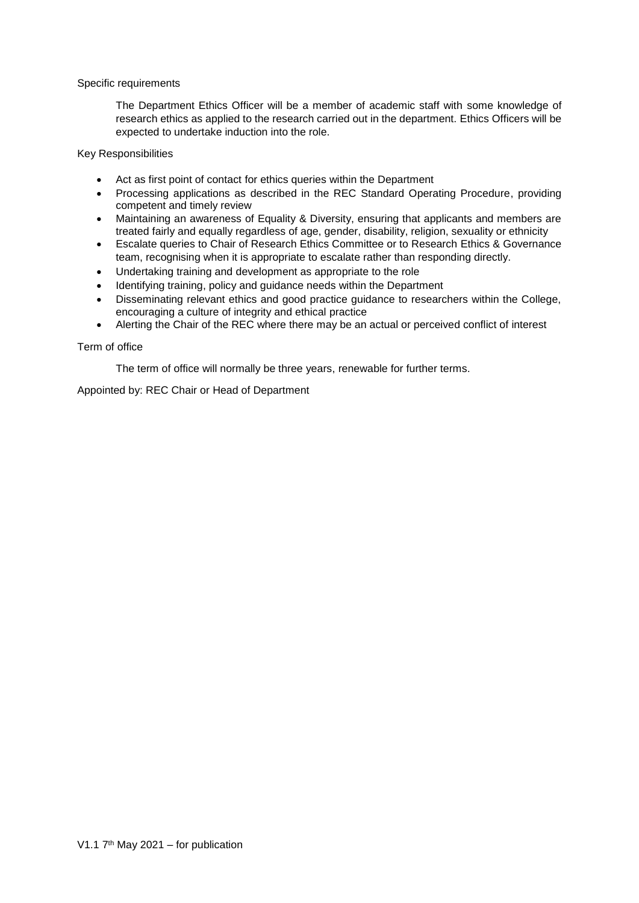Specific requirements

The Department Ethics Officer will be a member of academic staff with some knowledge of research ethics as applied to the research carried out in the department. Ethics Officers will be expected to undertake induction into the role.

Key Responsibilities

- Act as first point of contact for ethics queries within the Department
- Processing applications as described in the REC Standard Operating Procedure, providing competent and timely review
- Maintaining an awareness of Equality & Diversity, ensuring that applicants and members are treated fairly and equally regardless of age, gender, disability, religion, sexuality or ethnicity
- Escalate queries to Chair of Research Ethics Committee or to Research Ethics & Governance team, recognising when it is appropriate to escalate rather than responding directly.
- Undertaking training and development as appropriate to the role
- Identifying training, policy and guidance needs within the Department
- Disseminating relevant ethics and good practice guidance to researchers within the College, encouraging a culture of integrity and ethical practice
- Alerting the Chair of the REC where there may be an actual or perceived conflict of interest

Term of office

The term of office will normally be three years, renewable for further terms.

Appointed by: REC Chair or Head of Department

V1.1 7th May 2021 – for publication